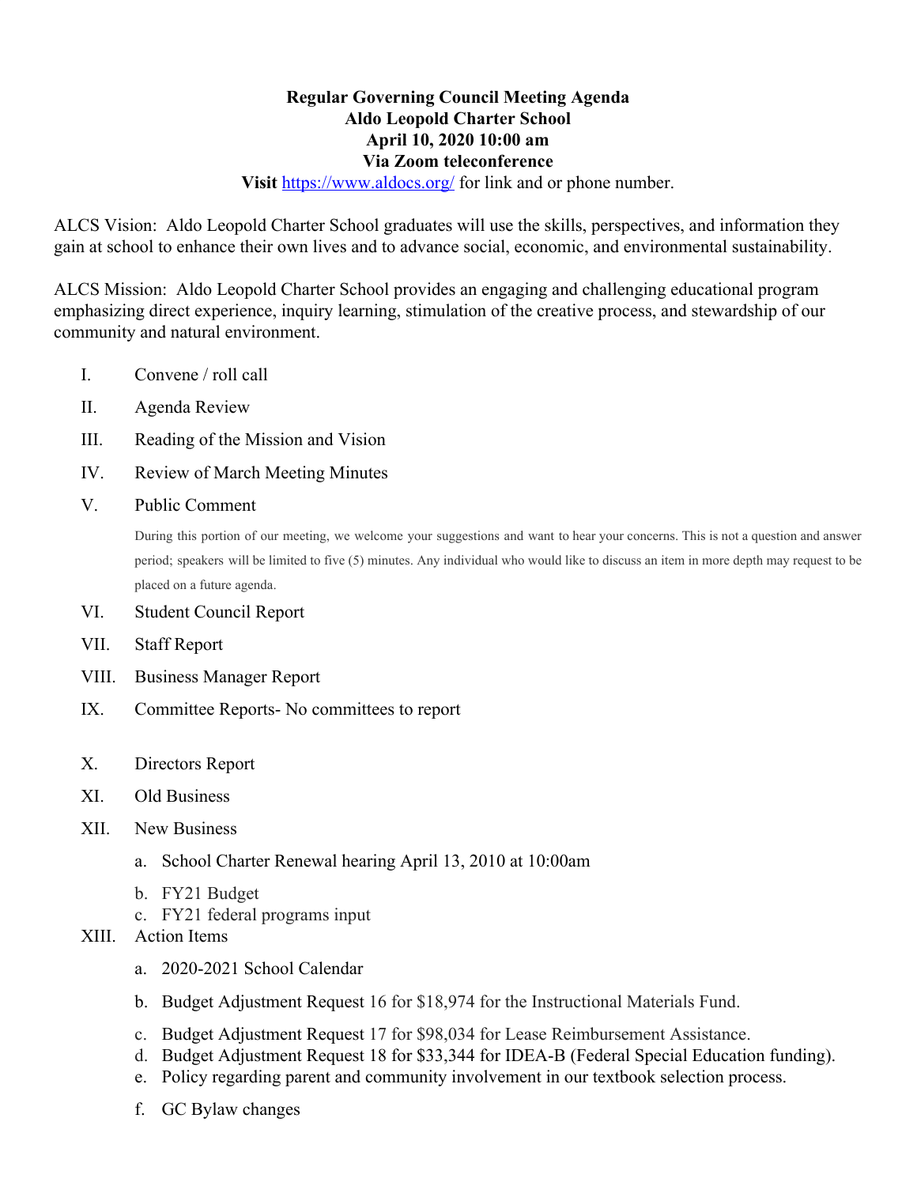# Regular Governing Council Meeting Agenda
## Aldo Leopold Charter School
## April 10, 2020 10:00 am
## Via Zoom teleconference

**Visit** https://www.aldocs.org/ for link and or phone number.

ALCS Vision: Aldo Leopold Charter School graduates will use the skills, perspectives, and information they gain at school to enhance their own lives and to advance social, economic, and environmental sustainability.

ALCS Mission: Aldo Leopold Charter School provides an engaging and challenging educational program emphasizing direct experience, inquiry learning, stimulation of the creative process, and stewardship of our community and natural environment.

I. Convene / roll call

II. Agenda Review

III. Reading of the Mission and Vision

IV. Review of March Meeting Minutes

V. Public Comment

During this portion of our meeting, we welcome your suggestions and want to hear your concerns. This is not a question and answer period; speakers will be limited to five (5) minutes. Any individual who would like to discuss an item in more depth may request to be placed on a future agenda.

VI. Student Council Report

VII. Staff Report

VIII. Business Manager Report

IX. Committee Reports- No committees to report

X. Directors Report

XI. Old Business

XII. New Business

   a. School Charter Renewal hearing April 13, 2010 at 10:00am
   b. FY21 Budget
   c. FY21 federal programs input

XIII. Action Items

   a. 2020-2021 School Calendar
   b. Budget Adjustment Request 16 for $18,974 for the Instructional Materials Fund.
   c. Budget Adjustment Request 17 for $98,034 for Lease Reimbursement Assistance.
   d. Budget Adjustment Request 18 for $33,344 for IDEA-B (Federal Special Education funding).
   e. Policy regarding parent and community involvement in our textbook selection process.
   f. GC Bylaw changes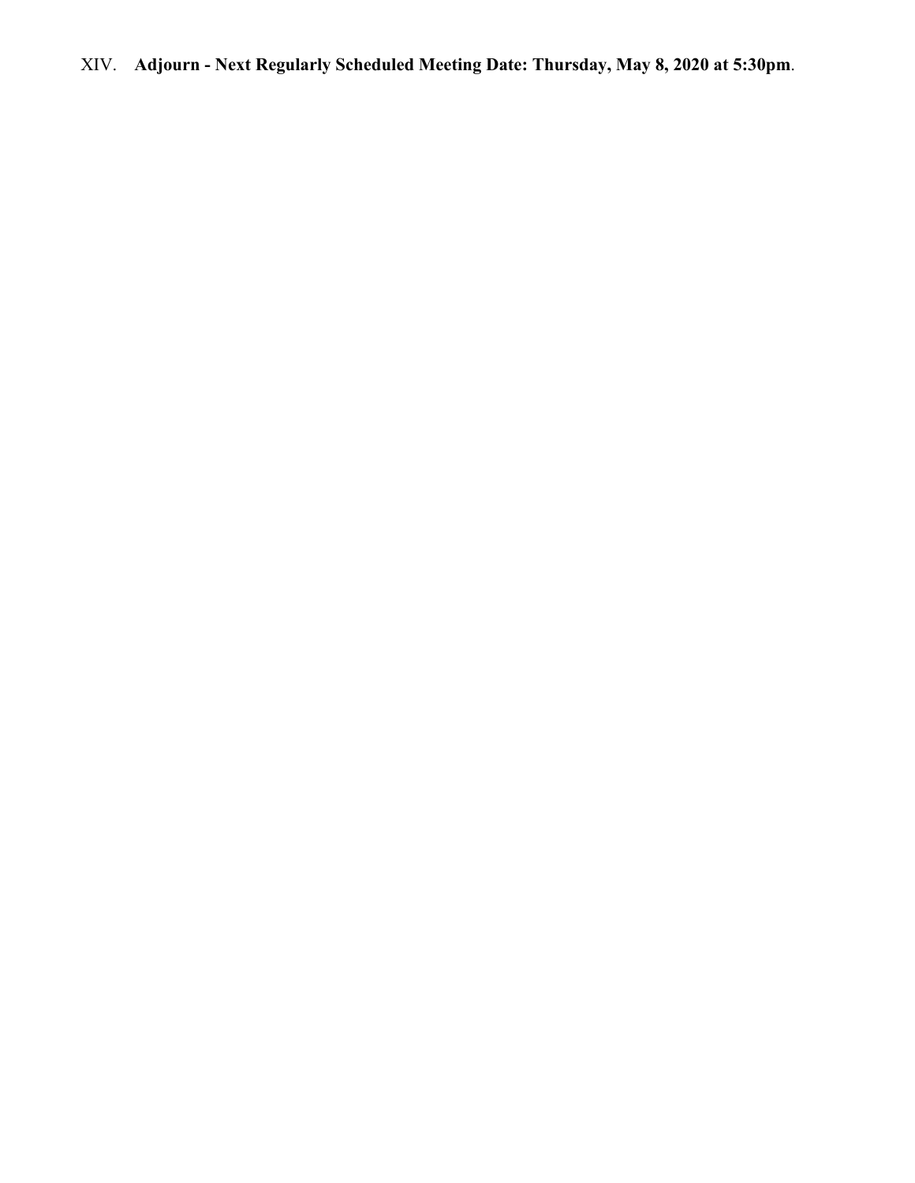XIV. **Adjourn - Next Regularly Scheduled Meeting Date: Thursday, May 8, 2020 at 5:30pm**.